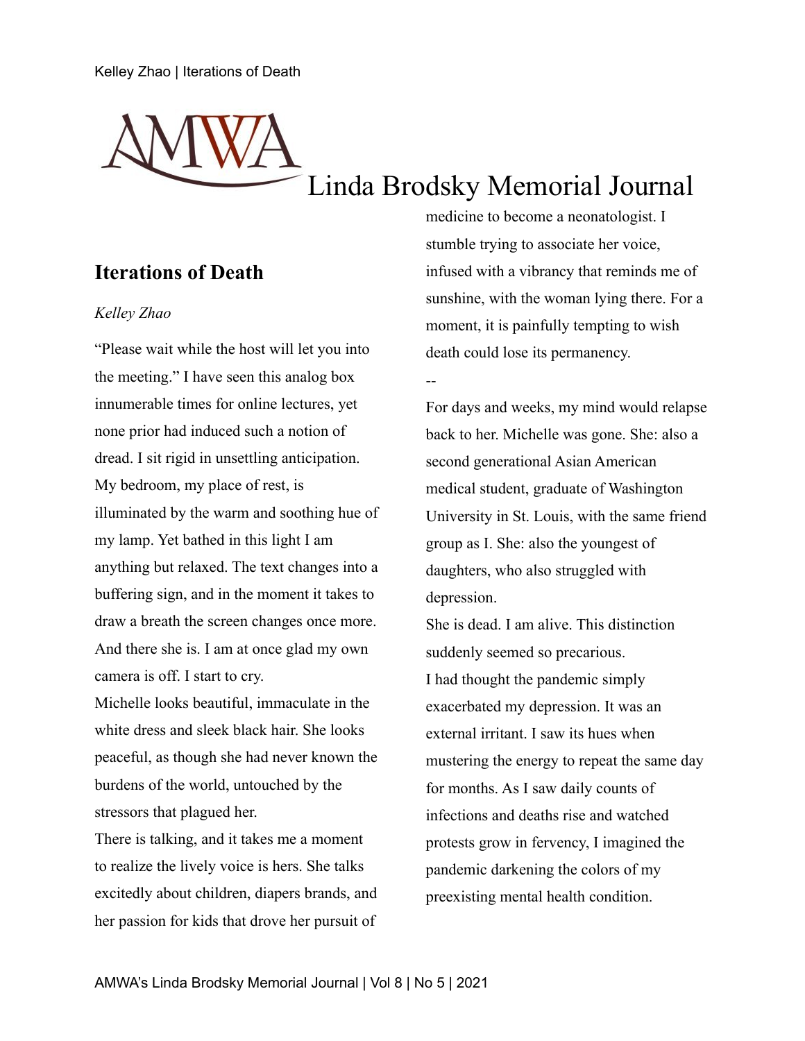# Iterations of Death

*Kelley Zhao*

"Please wait while the host will let you into the meeting." I have seen this analog box innumerable times for online lectures, yet none prior had induced such a notion of dread. I sit rigid in unsettling anticipation. My bedroom, my place of rest, is illuminated by the warm and soothing hue of my lamp. Yet bathed in this light I am anything but relaxed. The text changes into a buffering sign, and in the moment it takes to draw a breath the screen changes once more. And there she is. I am at once glad my own camera is off. I start to cry.

Michelle looks beautiful, immaculate in the white dress and sleek black hair. She looks peaceful, as though she had never known the burdens of the world, untouched by the stressors that plagued her.

There is talking, and it takes me a moment to realize the lively voice is hers. She talks excitedly about children, diapers brands, and her passion for kids that drove her pursuit of medicine to become a neonatologist. I stumble trying to associate her voice, infused with a vibrancy that reminds me of sunshine, with the woman lying there. For a moment, it is painfully tempting to wish death could lose its permanency.

--

For days and weeks, my mind would relapse back to her. Michelle was gone. She: also a second generational Asian American medical student, graduate of Washington University in St. Louis, with the same friend group as I. She: also the youngest of daughters, who also struggled with depression.

She is dead. I am alive. This distinction suddenly seemed so precarious.

I had thought the pandemic simply exacerbated my depression. It was an external irritant. I saw its hues when mustering the energy to repeat the same day for months. As I saw daily counts of infections and deaths rise and watched protests grow in fervency, I imagined the pandemic darkening the colors of my preexisting mental health condition.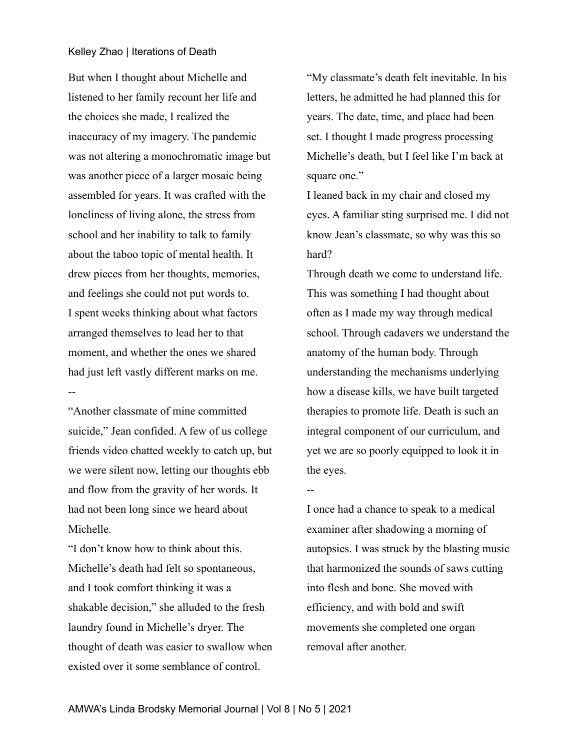But when I thought about Michelle and listened to her family recount her life and the choices she made, I realized the inaccuracy of my imagery. The pandemic was not altering a monochromatic image but was another piece of a larger mosaic being assembled for years. It was crafted with the loneliness of living alone, the stress from school and her inability to talk to family about the taboo topic of mental health. It drew pieces from her thoughts, memories, and feelings she could not put words to.

I spent weeks thinking about what factors arranged themselves to lead her to that moment, and whether the ones we shared had just left vastly different marks on me.

--

"Another classmate of mine committed suicide," Jean confided. A few of us college friends video chatted weekly to catch up, but we were silent now, letting our thoughts ebb and flow from the gravity of her words. It had not been long since we heard about Michelle.

"I don't know how to think about this. Michelle's death had felt so spontaneous, and I took comfort thinking it was a shakable decision," she alluded to the fresh laundry found in Michelle's dryer. The thought of death was easier to swallow when existed over it some semblance of control. "My classmate's death felt inevitable. In his letters, he admitted he had planned this for years. The date, time, and place had been set. I thought I made progress processing Michelle's death, but I feel like I'm back at square one."

I leaned back in my chair and closed my eyes. A familiar sting surprised me. I did not know Jean's classmate, so why was this so hard?

Through death we come to understand life. This was something I had thought about often as I made my way through medical school. Through cadavers we understand the anatomy of the human body. Through understanding the mechanisms underlying how a disease kills, we have built targeted therapies to promote life. Death is such an integral component of our curriculum, and yet we are so poorly equipped to look it in the eyes.

--

I once had a chance to speak to a medical examiner after shadowing a morning of autopsies. I was struck by the blasting music that harmonized the sounds of saws cutting into flesh and bone. She moved with efficiency, and with bold and swift movements she completed one organ removal after another.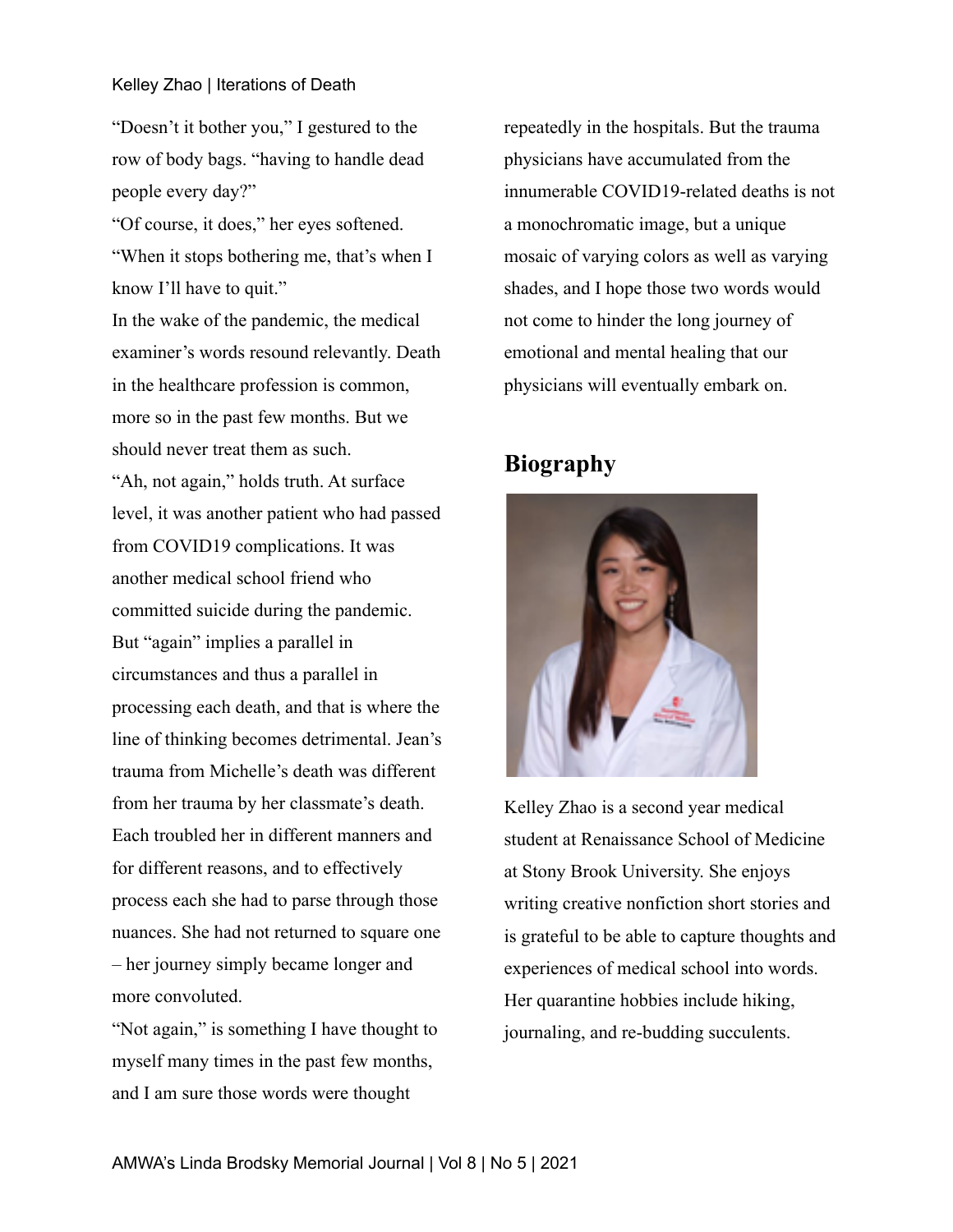"Doesn't it bother you," I gestured to the row of body bags. "having to handle dead people every day?"

"Of course, it does," her eyes softened. "When it stops bothering me, that's when I know I'll have to quit."

In the wake of the pandemic, the medical examiner's words resound relevantly. Death in the healthcare profession is common, more so in the past few months. But we should never treat them as such.

"Ah, not again," holds truth. At surface level, it was another patient who had passed from COVID19 complications. It was another medical school friend who committed suicide during the pandemic. But "again" implies a parallel in circumstances and thus a parallel in processing each death, and that is where the line of thinking becomes detrimental. Jean's trauma from Michelle's death was different from her trauma by her classmate's death. Each troubled her in different manners and for different reasons, and to effectively process each she had to parse through those nuances. She had not returned to square one – her journey simply became longer and more convoluted.

"Not again," is something I have thought to myself many times in the past few months, and I am sure those words were thought repeatedly in the hospitals. But the trauma physicians have accumulated from the innumerable COVID19-related deaths is not a monochromatic image, but a unique mosaic of varying colors as well as varying shades, and I hope those two words would not come to hinder the long journey of emotional and mental healing that our physicians will eventually embark on.

## Biography

Kelley Zhao is a second year medical student at Renaissance School of Medicine at Stony Brook University. She enjoys writing creative nonfiction short stories and is grateful to be able to capture thoughts and experiences of medical school into words. Her quarantine hobbies include hiking, journaling, and re-budding succulents.